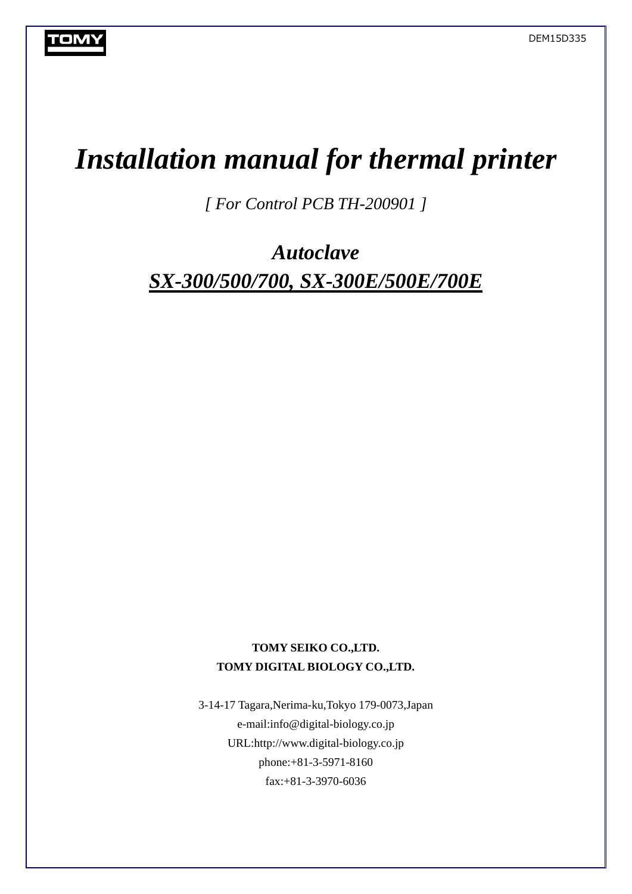TOMY

DEM15D335

# *Installation manual for thermal printer*

*[ For Control PCB TH-200901 ]*

## *Autoclave*

## ***SX-300/500/700, SX-300E/500E/700E***

**TOMY SEIKO CO.,LTD.**
**TOMY DIGITAL BIOLOGY CO.,LTD.**

3-14-17 Tagara,Nerima-ku,Tokyo 179-0073,Japan
e-mail:info@digital-biology.co.jp
URL:http://www.digital-biology.co.jp
phone:+81-3-5971-8160
fax:+81-3-3970-6036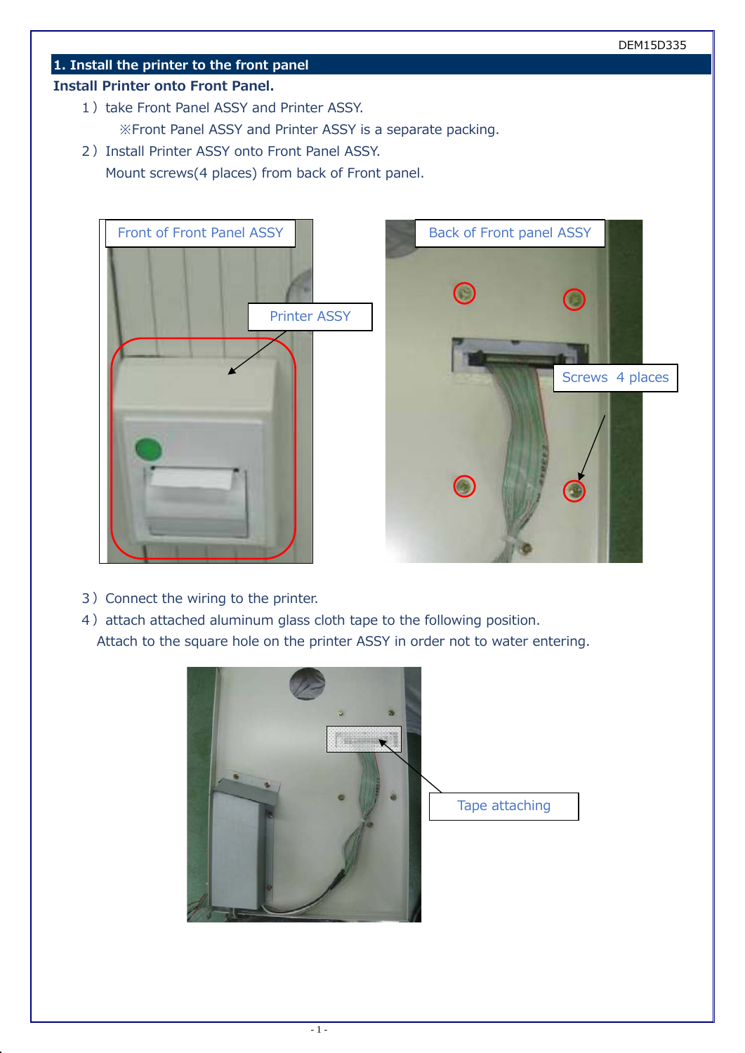## 1. Install the printer to the front panel

**Install Printer onto Front Panel.**

1）take Front Panel ASSY and Printer ASSY.

※Front Panel ASSY and Printer ASSY is a separate packing.

2）Install Printer ASSY onto Front Panel ASSY.

Mount screws(4 places) from back of Front panel.

Front of Front Panel ASSY

Printer ASSY

Back of Front panel ASSY

Screws 4 places

3）Connect the wiring to the printer.

4）attach attached aluminum glass cloth tape to the following position.

Attach to the square hole on the printer ASSY in order not to water entering.

Tape attaching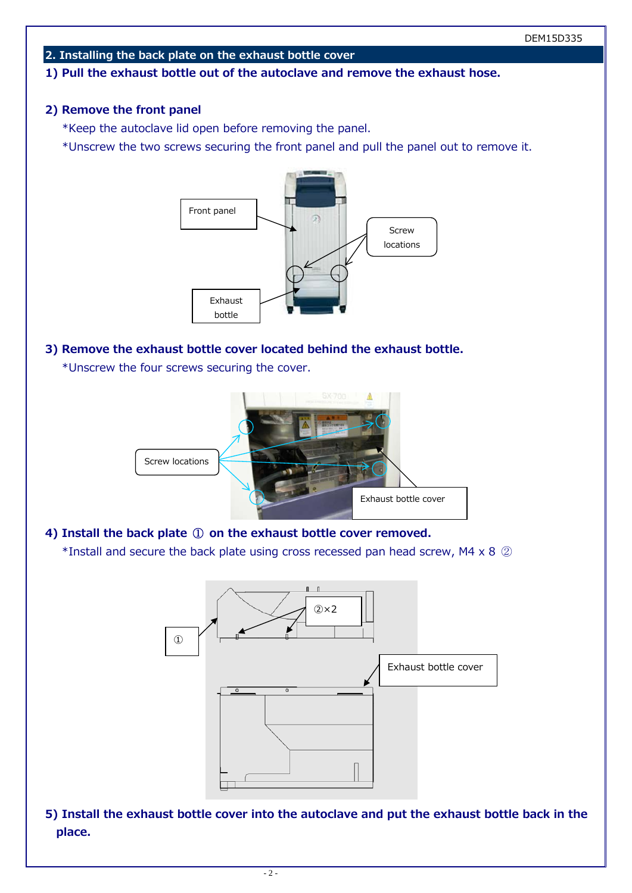## 2. Installing the back plate on the exhaust bottle cover

### 1) Pull the exhaust bottle out of the autoclave and remove the exhaust hose.

### 2) Remove the front panel

*Keep the autoclave lid open before removing the panel.

*Unscrew the two screws securing the front panel and pull the panel out to remove it.

Front panel

Screw locations

Exhaust bottle

### 3) Remove the exhaust bottle cover located behind the exhaust bottle.

*Unscrew the four screws securing the cover.

Screw locations

Exhaust bottle cover

### 4) Install the back plate ① on the exhaust bottle cover removed.

*Install and secure the back plate using cross recessed pan head screw, M4 x 8 ②

②×2

①

Exhaust bottle cover

### 5) Install the exhaust bottle cover into the autoclave and put the exhaust bottle back in the place.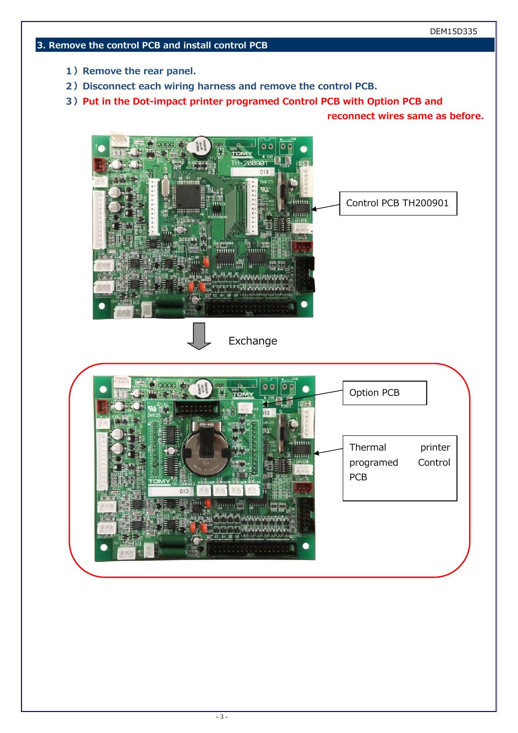DEM15D335

## 3. Remove the control PCB and install control PCB

1）Remove the rear panel.

2）Disconnect each wiring harness and remove the control PCB.

3）Put in the Dot-impact printer programed Control PCB with Option PCB and reconnect wires same as before.

Control PCB TH200901

Exchange

Option PCB

Thermal printer programed Control PCB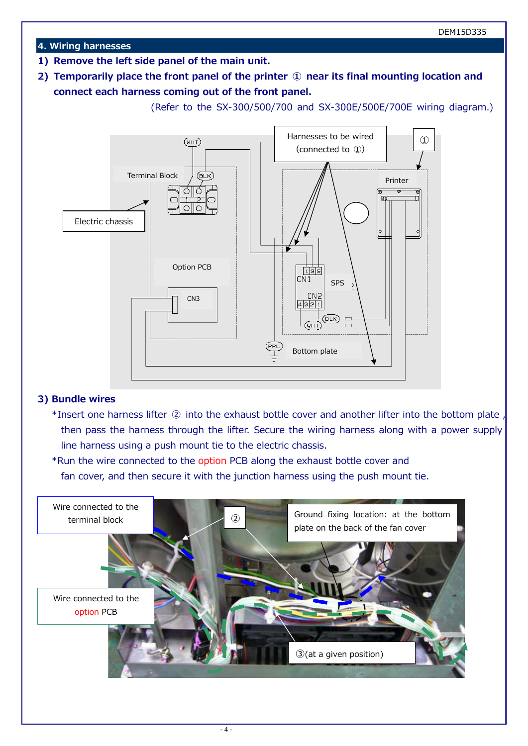## 4. Wiring harnesses

1) **Remove the left side panel of the main unit.**
2) **Temporarily place the front panel of the printer ① near its final mounting location and connect each harness coming out of the front panel.**

(Refer to the SX-300/500/700 and SX-300E/500E/700E wiring diagram.)

Harnesses to be wired (connected to ①)

①

Terminal Block

Electric chassis

Printer

Option PCB

CN3

CN1

SPS

CN2

Bottom plate

3) **Bundle wires**

*Insert one harness lifter ② into the exhaust bottle cover and another lifter into the bottom plate , then pass the harness through the lifter. Secure the wiring harness along with a power supply line harness using a push mount tie to the electric chassis.

*Run the wire connected to the option PCB along the exhaust bottle cover and fan cover, and then secure it with the junction harness using the push mount tie.

Wire connected to the terminal block

②

Ground fixing location: at the bottom plate on the back of the fan cover

Wire connected to the option PCB

③(at a given position)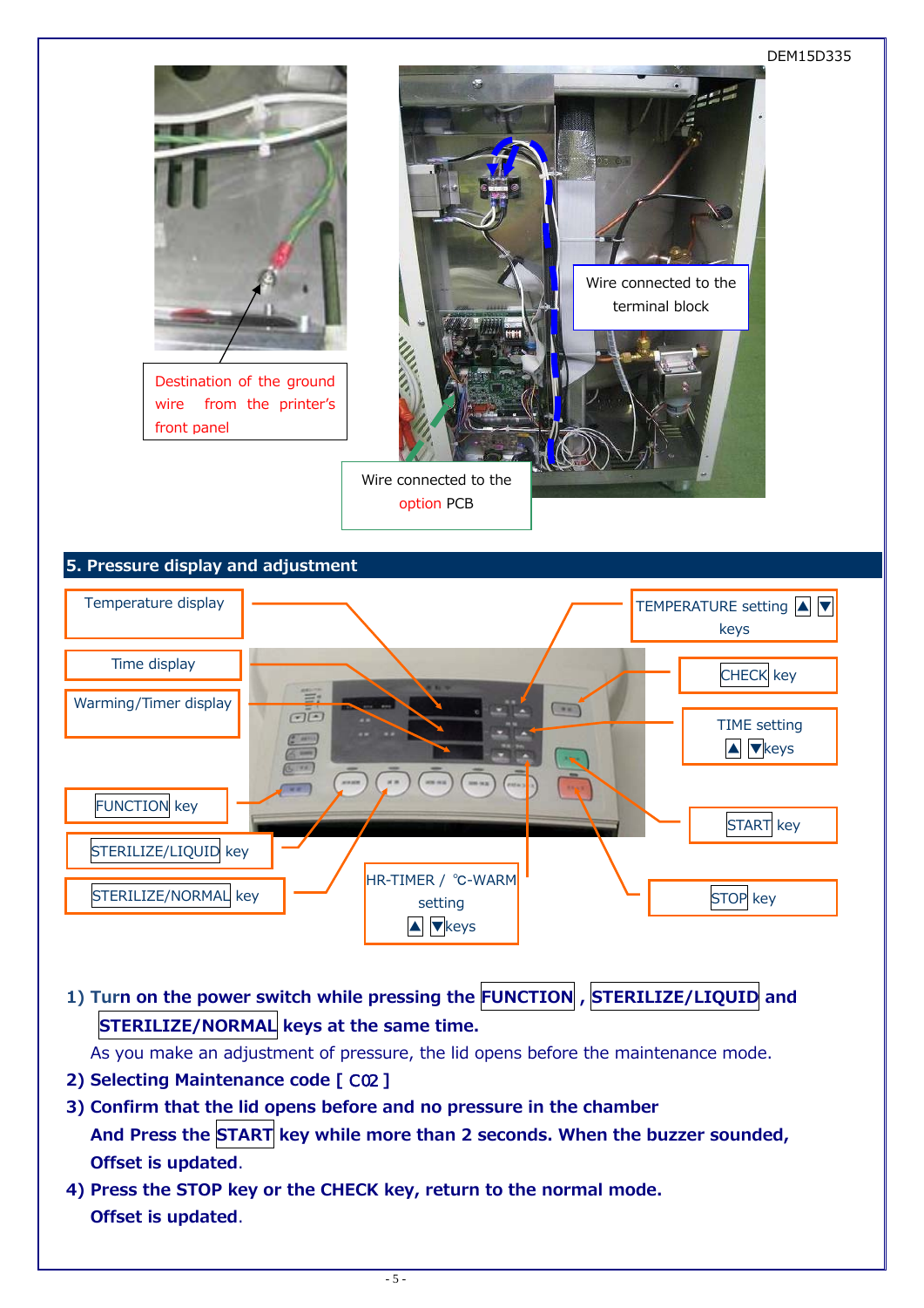Destination of the ground wire from the printer's front panel

Wire connected to the terminal block

Wire connected to the option PCB

## 5. Pressure display and adjustment

Temperature display

Time display

Warming/Timer display

FUNCTION key

STERILIZE/LIQUID key

STERILIZE/NORMAL key

HR-TIMER / ℃-WARM setting ▲ ▼keys

TEMPERATURE setting ▲ ▼ keys

CHECK key

TIME setting ▲ ▼keys

START key

STOP key

1) **Turn on the power switch while pressing the FUNCTION , STERILIZE/LIQUID and STERILIZE/NORMAL keys at the same time.**

   As you make an adjustment of pressure, the lid opens before the maintenance mode.

2) **Selecting Maintenance code [ C02 ]**

3) **Confirm that the lid opens before and no pressure in the chamber**

   **And Press the START key while more than 2 seconds. When the buzzer sounded, Offset is updated**.

4) **Press the STOP key or the CHECK key, return to the normal mode.**

   **Offset is updated**.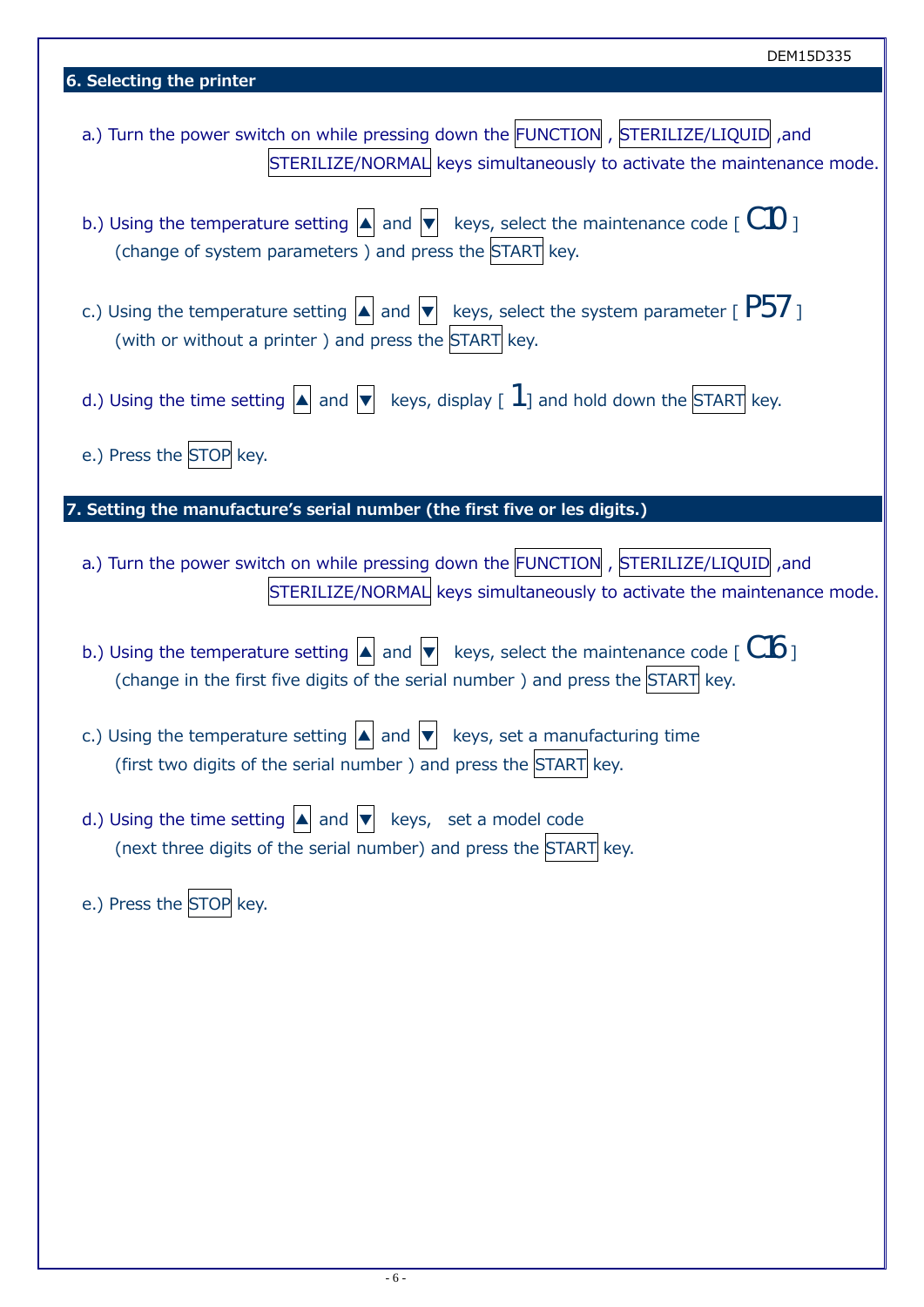## 6. Selecting the printer

a.) Turn the power switch on while pressing down the FUNCTION , STERILIZE/LIQUID ,and STERILIZE/NORMAL keys simultaneously to activate the maintenance mode.

b.) Using the temperature setting ▲ and ▼ keys, select the maintenance code [ C10 ] (change of system parameters ) and press the START key.

c.) Using the temperature setting ▲ and ▼ keys, select the system parameter [ P57 ] (with or without a printer ) and press the START key.

d.) Using the time setting ▲ and ▼ keys, display [ 1] and hold down the START key.

e.) Press the STOP key.

## 7. Setting the manufacture's serial number (the first five or les digits.)

a.) Turn the power switch on while pressing down the FUNCTION , STERILIZE/LIQUID ,and STERILIZE/NORMAL keys simultaneously to activate the maintenance mode.

b.) Using the temperature setting ▲ and ▼ keys, select the maintenance code [ C16 ] (change in the first five digits of the serial number ) and press the START key.

c.) Using the temperature setting ▲ and ▼ keys, set a manufacturing time (first two digits of the serial number ) and press the START key.

d.) Using the time setting ▲ and ▼ keys, set a model code (next three digits of the serial number) and press the START key.

e.) Press the STOP key.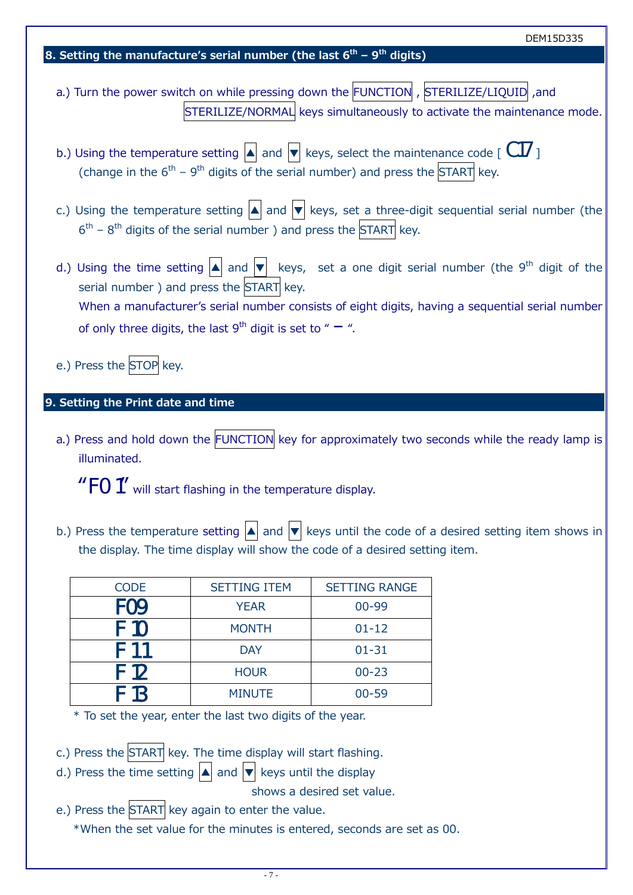## 8. Setting the manufacture's serial number (the last 6th – 9th digits)

a.) Turn the power switch on while pressing down the FUNCTION , STERILIZE/LIQUID ,and STERILIZE/NORMAL keys simultaneously to activate the maintenance mode.

b.) Using the temperature setting ▲ and ▼ keys, select the maintenance code [ C17 ] (change in the 6th – 9th digits of the serial number) and press the START key.

c.) Using the temperature setting ▲ and ▼ keys, set a three-digit sequential serial number (the 6th – 8th digits of the serial number ) and press the START key.

d.) Using the time setting ▲ and ▼ keys, set a one digit serial number (the 9th digit of the serial number ) and press the START key.
When a manufacturer's serial number consists of eight digits, having a sequential serial number of only three digits, the last 9th digit is set to " – ".

e.) Press the STOP key.

## 9. Setting the Print date and time

a.) Press and hold down the FUNCTION key for approximately two seconds while the ready lamp is illuminated.

"F01" will start flashing in the temperature display.

b.) Press the temperature setting ▲ and ▼ keys until the code of a desired setting item shows in the display. The time display will show the code of a desired setting item.

| CODE | SETTING ITEM | SETTING RANGE |
|---|---|---|
| F09 | YEAR | 00-99 |
| F10 | MONTH | 01-12 |
| F11 | DAY | 01-31 |
| F12 | HOUR | 00-23 |
| F13 | MINUTE | 00-59 |

\* To set the year, enter the last two digits of the year.

c.) Press the START key. The time display will start flashing.

d.) Press the time setting ▲ and ▼ keys until the display shows a desired set value.

e.) Press the START key again to enter the value.
\*When the set value for the minutes is entered, seconds are set as 00.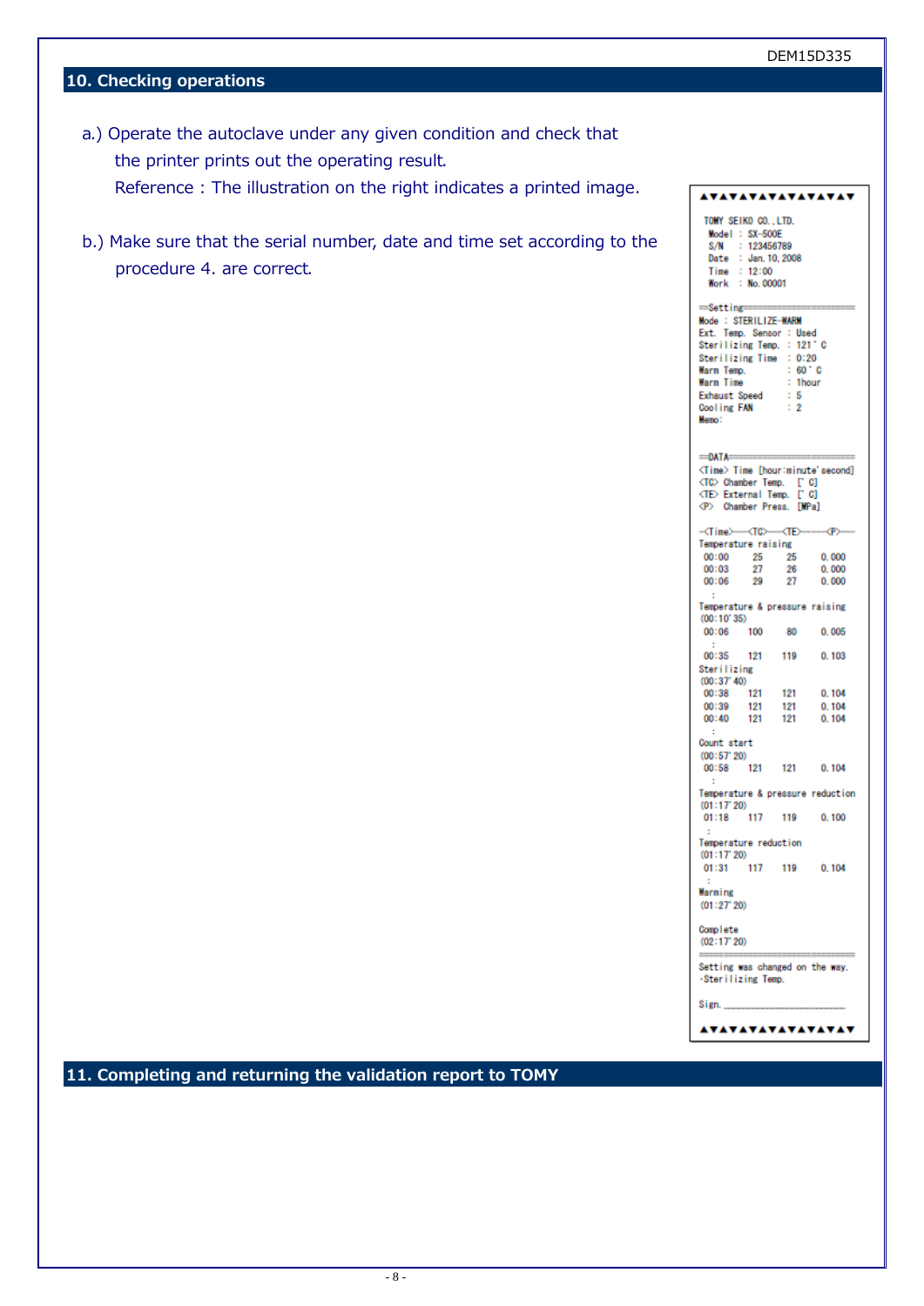## 10. Checking operations

a.) Operate the autoclave under any given condition and check that the printer prints out the operating result.
Reference : The illustration on the right indicates a printed image.

b.) Make sure that the serial number, date and time set according to the procedure 4. are correct.

```
▲▼▲▼▲▼▲▼▲▼▲▼▲▼▲▼▲▼

 TOMY SEIKO CO.,LTD.
  Model  : SX-500E
  S/N    : 123456789
  Date   : Jan.10,2008
  Time   : 12:00
  Work   : No.00001

==Setting========================
Mode : STERILIZE-WARM
Ext. Temp. Sensor : Used
Sterilizing Temp. : 121°C
Sterilizing Time  : 0:20
Warm Temp.        : 60°C
Warm Time         : 1hour
Exhaust Speed     : 5
Cooling FAN       : 2
Memo:


==DATA===========================
<Time> Time [hour:minute'second]
<TC> Chamber Temp.  [°C]
<TE> External Temp. [°C]
<P>  Chamber Press. [MPa]

-<Time>---<TC>---<TE>------<P>---
Temperature raising
 00:00     25     25     0.000
 00:03     27     26     0.000
 00:06     29     27     0.000
   :
Temperature & pressure raising
(00:10'35)
 00:06    100     80     0.005
   :
 00:35    121    119     0.103
Sterilizing
(00:37'40)
 00:38    121    121     0.104
 00:39    121    121     0.104
 00:40    121    121     0.104
   :
Count start
(00:57'20)
 00:58    121    121     0.104
   :
Temperature & pressure reduction
(01:17'20)
 01:18    117    119     0.100
   :
Temperature reduction
(01:17'20)
 01:31    117    119     0.104
   :
Warming
(01:27'20)

Complete
(02:17'20)
=================================
Setting was changed on the way.
-Sterilizing Temp.

Sign.___________________________

▲▼▲▼▲▼▲▼▲▼▲▼▲▼▲▼▲▼
```

## 11. Completing and returning the validation report to TOMY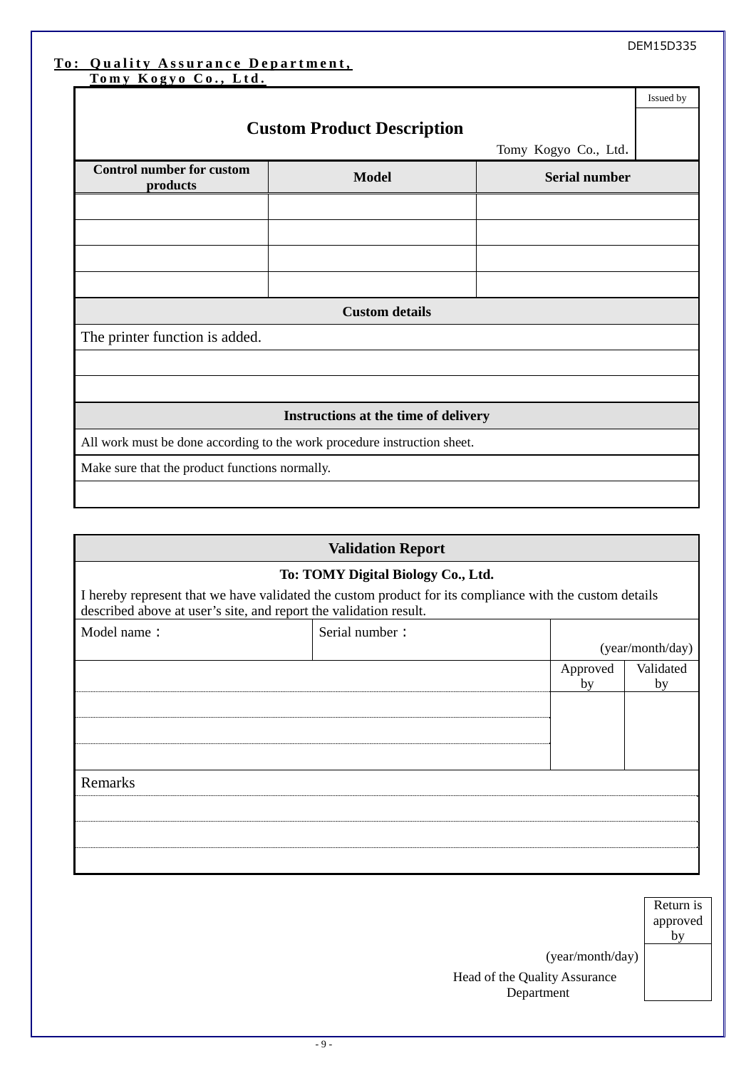DEM15D335

**To: Quality Assurance Department, Tomy Kogyo Co., Ltd.**

| Custom Product Description | | | Issued by |
|---|---|---|---|
| Tomy Kogyo Co., Ltd. | | | |
| **Control number for custom products** | **Model** | **Serial number** | |
| | | | |
| | | | |
| | | | |
| | | | |
| **Custom details** | | | |
| The printer function is added. | | | |
| | | | |
| | | | |
| **Instructions at the time of delivery** | | | |
| All work must be done according to the work procedure instruction sheet. | | | |
| Make sure that the product functions normally. | | | |
| | | | |

| Validation Report | | | |
|---|---|---|---|
| **To: TOMY Digital Biology Co., Ltd.** | | | |
| I hereby represent that we have validated the custom product for its compliance with the custom details described above at user's site, and report the validation result. | | | |
| Model name： | Serial number： | (year/month/day) | |
| | | Approved by | Validated by |
| | | | |
| | | | |
| | | | |
| Remarks | | | |
| | | | |
| | | | |
| | | | |

(year/month/day)

Head of the Quality Assurance Department

| Return is approved by |
|---|
| |